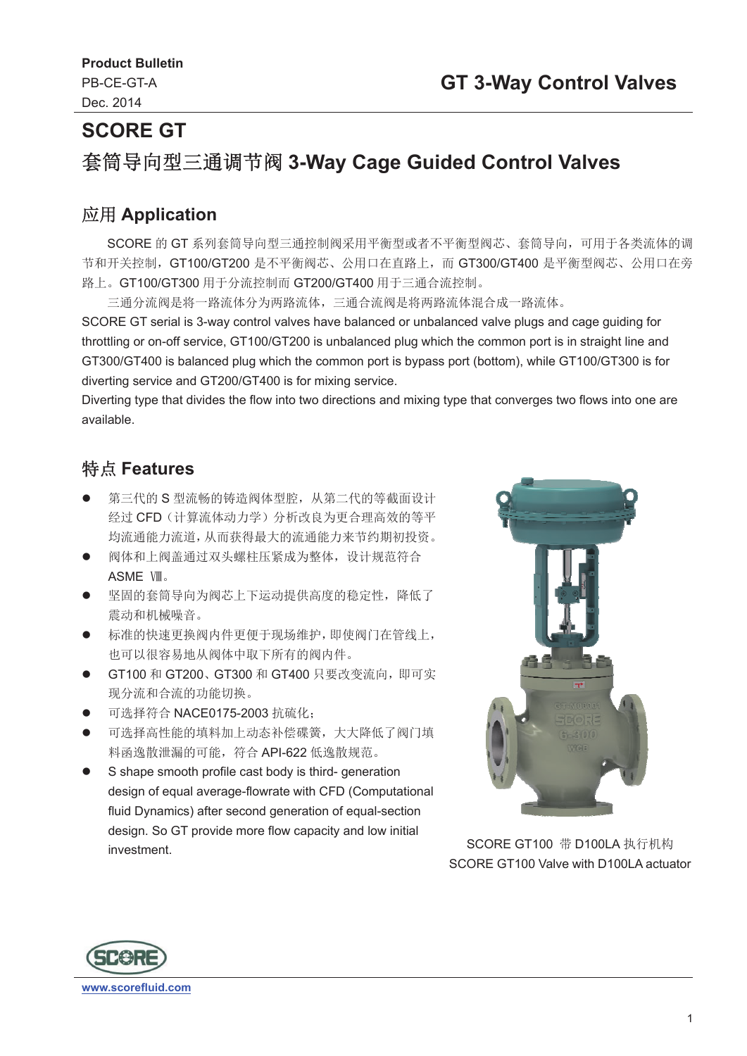**Product Bulletin**
PB-CE-GT-A
Dec. 2014

**GT 3-Way Control Valves**

# SCORE GT

# 套筒导向型三通调节阀 3-Way Cage Guided Control Valves

## 应用 Application

SCORE 的 GT 系列套筒导向型三通控制阀采用平衡型或者不平衡型阀芯、套筒导向，可用于各类流体的调节和开关控制，GT100/GT200 是不平衡阀芯、公用口在直路上，而 GT300/GT400 是平衡型阀芯、公用口在旁路上。GT100/GT300 用于分流控制而 GT200/GT400 用于三通合流控制。

三通分流阀是将一路流体分为两路流体，三通合流阀是将两路流体混合成一路流体。

SCORE GT serial is 3-way control valves have balanced or unbalanced valve plugs and cage guiding for throttling or on-off service, GT100/GT200 is unbalanced plug which the common port is in straight line and GT300/GT400 is balanced plug which the common port is bypass port (bottom), while GT100/GT300 is for diverting service and GT200/GT400 is for mixing service.

Diverting type that divides the flow into two directions and mixing type that converges two flows into one are available.

## 特点 Features

- 第三代的 S 型流畅的铸造阀体型腔，从第二代的等截面设计经过 CFD（计算流体动力学）分析改良为更合理高效的等平均流通能力流道，从而获得最大的流通能力来节约期初投资。
- 阀体和上阀盖通过双头螺柱压紧成为整体，设计规范符合 ASME Ⅷ。
- 坚固的套筒导向为阀芯上下运动提供高度的稳定性，降低了震动和机械噪音。
- 标准的快速更换阀内件更便于现场维护，即使阀门在管线上，也可以很容易地从阀体中取下所有的阀内件。
- GT100 和 GT200、GT300 和 GT400 只要改变流向，即可实现分流和合流的功能切换。
- 可选择符合 NACE0175-2003 抗硫化；
- 可选择高性能的填料加上动态补偿碟簧，大大降低了阀门填料函逸散泄漏的可能，符合 API-622 低逸散规范。
- S shape smooth profile cast body is third- generation design of equal average-flowrate with CFD (Computational fluid Dynamics) after second generation of equal-section design. So GT provide more flow capacity and low initial investment.

SCORE GT100 带 D100LA 执行机构
SCORE GT100 Valve with D100LA actuator

www.scorefluid.com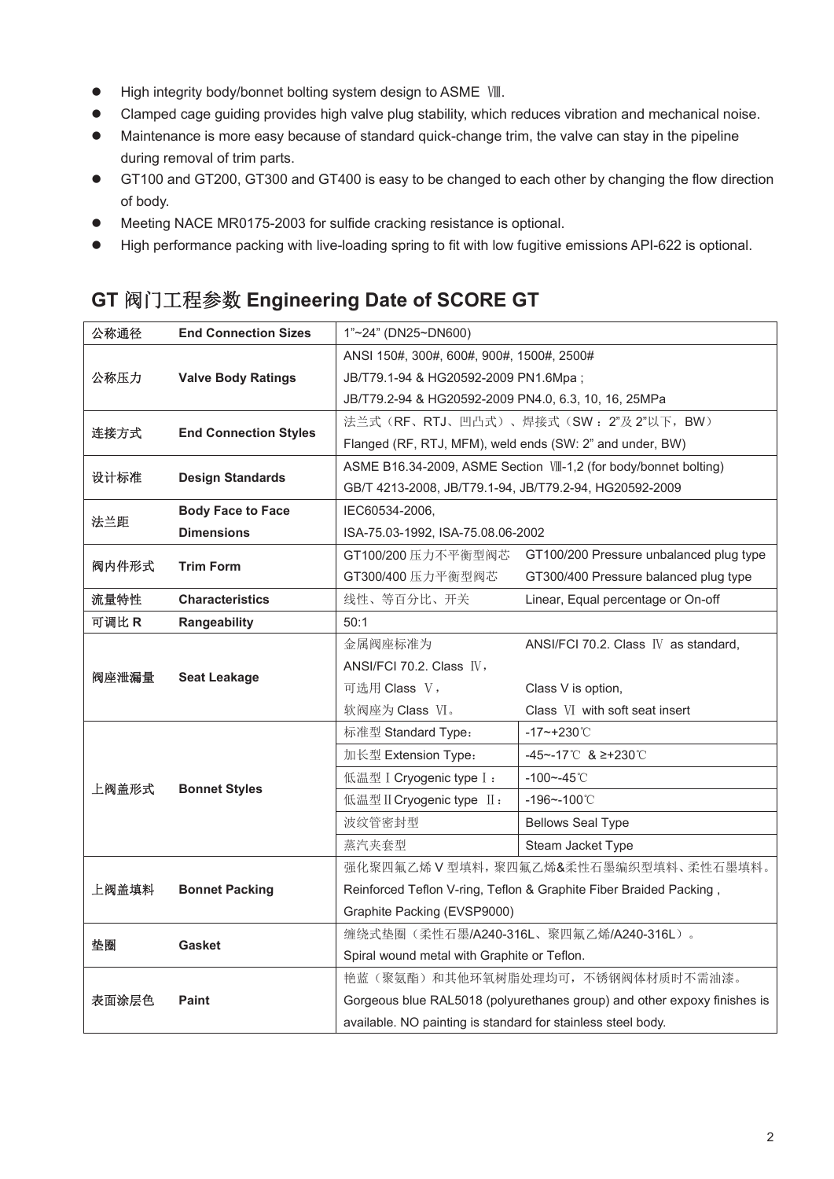- High integrity body/bonnet bolting system design to ASME Ⅷ.
- Clamped cage guiding provides high valve plug stability, which reduces vibration and mechanical noise.
- Maintenance is more easy because of standard quick-change trim, the valve can stay in the pipeline during removal of trim parts.
- GT100 and GT200, GT300 and GT400 is easy to be changed to each other by changing the flow direction of body.
- Meeting NACE MR0175-2003 for sulfide cracking resistance is optional.
- High performance packing with live-loading spring to fit with low fugitive emissions API-622 is optional.

## GT 阀门工程参数 Engineering Date of SCORE GT

| 公称通径 | End Connection Sizes | 1"~24" (DN25~DN600) | |
|---|---|---|---|
| 公称压力 | Valve Body Ratings | ANSI 150#, 300#, 600#, 900#, 1500#, 2500#<br>JB/T79.1-94 & HG20592-2009 PN1.6Mpa ;<br>JB/T79.2-94 & HG20592-2009 PN4.0, 6.3, 10, 16, 25MPa | |
| 连接方式 | End Connection Styles | 法兰式（RF、RTJ、凹凸式）、焊接式（SW：2"及2"以下，BW）<br>Flanged (RF, RTJ, MFM), weld ends (SW: 2" and under, BW) | |
| 设计标准 | Design Standards | ASME B16.34-2009, ASME Section Ⅷ-1,2 (for body/bonnet bolting)<br>GB/T 4213-2008, JB/T79.1-94, JB/T79.2-94, HG20592-2009 | |
| 法兰距 | Body Face to Face Dimensions | IEC60534-2006,<br>ISA-75.03-1992, ISA-75.08.06-2002 | |
| 阀内件形式 | Trim Form | GT100/200 压力不平衡型阀芯<br>GT300/400 压力平衡型阀芯 | GT100/200 Pressure unbalanced plug type<br>GT300/400 Pressure balanced plug type |
| 流量特性 | Characteristics | 线性、等百分比、开关 | Linear, Equal percentage or On-off |
| 可调比 R | Rangeability | 50:1 | |
| 阀座泄漏量 | Seat Leakage | 金属阀座标准为<br>ANSI/FCI 70.2. Class Ⅳ,<br>可选用 Class Ⅴ,<br>软阀座为 Class Ⅵ。 | ANSI/FCI 70.2. Class Ⅳ as standard,<br>Class V is option,<br>Class Ⅵ with soft seat insert |
| 上阀盖形式 | Bonnet Styles | 标准型 Standard Type： | -17~+230℃ |
| | | 加长型 Extension Type： | -45~-17℃ & ≥+230℃ |
| | | 低温型Ⅰ Cryogenic type Ⅰ： | -100~-45℃ |
| | | 低温型Ⅱ Cryogenic type Ⅱ： | -196~-100℃ |
| | | 波纹管密封型 | Bellows Seal Type |
| | | 蒸汽夹套型 | Steam Jacket Type |
| 上阀盖填料 | Bonnet Packing | 强化聚四氟乙烯V型填料，聚四氟乙烯&柔性石墨编织型填料、柔性石墨填料。<br>Reinforced Teflon V-ring, Teflon & Graphite Fiber Braided Packing ,<br>Graphite Packing (EVSP9000) | |
| 垫圈 | Gasket | 缠绕式垫圈（柔性石墨/A240-316L、聚四氟乙烯/A240-316L）。<br>Spiral wound metal with Graphite or Teflon. | |
| 表面涂层色 | Paint | 艳蓝（聚氨酯）和其他环氧树脂处理均可，不锈钢阀体材质时不需油漆。<br>Gorgeous blue RAL5018 (polyurethanes group) and other expoxy finishes is available. NO painting is standard for stainless steel body. | |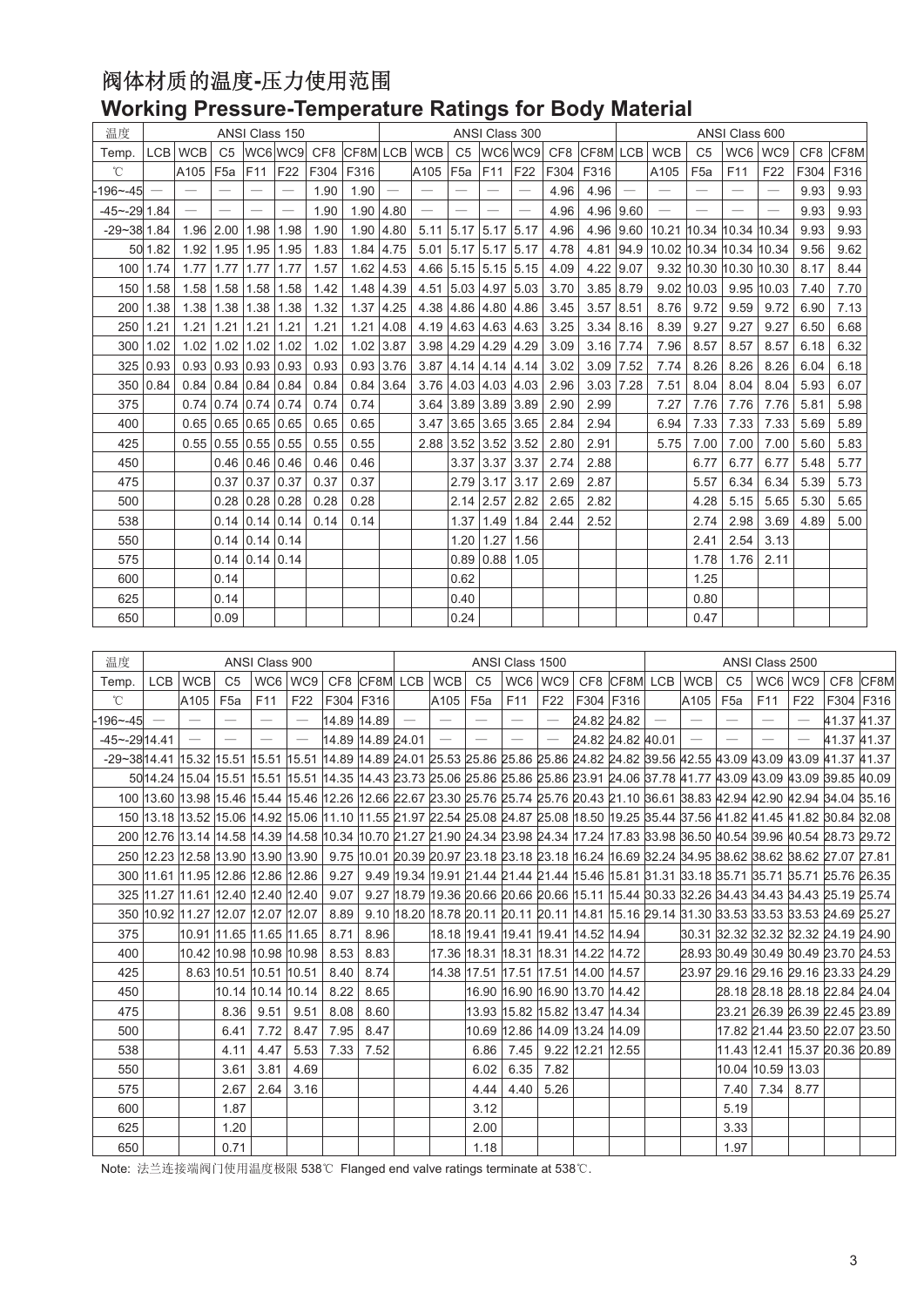# 阀体材质的温度-压力使用范围

## Working Pressure-Temperature Ratings for Body Material

| 温度 | ANSI Class 150 | | | | | | | ANSI Class 300 | | | | | | | ANSI Class 600 | | | | | | |
|---|---|---|---|---|---|---|---|---|---|---|---|---|---|---|---|---|---|---|---|---|---|
| Temp. | LCB | WCB | C5 | WC6 | WC9 | CF8 | CF8M | LCB | WCB | C5 | WC6 | WC9 | CF8 | CF8M | LCB | WCB | C5 | WC6 | WC9 | CF8 | CF8M |
| ℃ | | A105 | F5a | F11 | F22 | F304 | F316 | | A105 | F5a | F11 | F22 | F304 | F316 | | A105 | F5a | F11 | F22 | F304 | F316 |
| -196~-45 | — | — | — | — | — | 1.90 | 1.90 | — | — | — | — | — | 4.96 | 4.96 | — | — | — | — | — | 9.93 | 9.93 |
| -45~-29 | 1.84 | — | — | — | — | 1.90 | 1.90 | 4.80 | — | — | — | — | 4.96 | 4.96 | 9.60 | — | — | — | — | 9.93 | 9.93 |
| -29~38 | 1.84 | 1.96 | 2.00 | 1.98 | 1.98 | 1.90 | 1.90 | 4.80 | 5.11 | 5.17 | 5.17 | 5.17 | 4.96 | 4.96 | 9.60 | 10.21 | 10.34 | 10.34 | 10.34 | 9.93 | 9.93 |
| 50 | 1.82 | 1.92 | 1.95 | 1.95 | 1.95 | 1.83 | 1.84 | 4.75 | 5.01 | 5.17 | 5.17 | 5.17 | 4.78 | 4.81 | 94.9 | 10.02 | 10.34 | 10.34 | 10.34 | 9.56 | 9.62 |
| 100 | 1.74 | 1.77 | 1.77 | 1.77 | 1.77 | 1.57 | 1.62 | 4.53 | 4.66 | 5.15 | 5.15 | 5.15 | 4.09 | 4.22 | 9.07 | 9.32 | 10.30 | 10.30 | 10.30 | 8.17 | 8.44 |
| 150 | 1.58 | 1.58 | 1.58 | 1.58 | 1.58 | 1.42 | 1.48 | 4.39 | 4.51 | 5.03 | 4.97 | 5.03 | 3.70 | 3.85 | 8.79 | 9.02 | 10.03 | 9.95 | 10.03 | 7.40 | 7.70 |
| 200 | 1.38 | 1.38 | 1.38 | 1.38 | 1.38 | 1.32 | 1.37 | 4.25 | 4.38 | 4.86 | 4.80 | 4.86 | 3.45 | 3.57 | 8.51 | 8.76 | 9.72 | 9.59 | 9.72 | 6.90 | 7.13 |
| 250 | 1.21 | 1.21 | 1.21 | 1.21 | 1.21 | 1.21 | 1.21 | 4.08 | 4.19 | 4.63 | 4.63 | 4.63 | 3.25 | 3.34 | 8.16 | 8.39 | 9.27 | 9.27 | 9.27 | 6.50 | 6.68 |
| 300 | 1.02 | 1.02 | 1.02 | 1.02 | 1.02 | 1.02 | 1.02 | 3.87 | 3.98 | 4.29 | 4.29 | 4.29 | 3.09 | 3.16 | 7.74 | 7.96 | 8.57 | 8.57 | 8.57 | 6.18 | 6.32 |
| 325 | 0.93 | 0.93 | 0.93 | 0.93 | 0.93 | 0.93 | 0.93 | 3.76 | 3.87 | 4.14 | 4.14 | 4.14 | 3.02 | 3.09 | 7.52 | 7.74 | 8.26 | 8.26 | 8.26 | 6.04 | 6.18 |
| 350 | 0.84 | 0.84 | 0.84 | 0.84 | 0.84 | 0.84 | 0.84 | 3.64 | 3.76 | 4.03 | 4.03 | 4.03 | 2.96 | 3.03 | 7.28 | 7.51 | 8.04 | 8.04 | 8.04 | 5.93 | 6.07 |
| 375 | | 0.74 | 0.74 | 0.74 | 0.74 | 0.74 | 0.74 | | 3.64 | 3.89 | 3.89 | 3.89 | 2.90 | 2.99 | | 7.27 | 7.76 | 7.76 | 7.76 | 5.81 | 5.98 |
| 400 | | 0.65 | 0.65 | 0.65 | 0.65 | 0.65 | 0.65 | | 3.47 | 3.65 | 3.65 | 3.65 | 2.84 | 2.94 | | 6.94 | 7.33 | 7.33 | 7.33 | 5.69 | 5.89 |
| 425 | | 0.55 | 0.55 | 0.55 | 0.55 | 0.55 | 0.55 | | 2.88 | 3.52 | 3.52 | 3.52 | 2.80 | 2.91 | | 5.75 | 7.00 | 7.00 | 7.00 | 5.60 | 5.83 |
| 450 | | | 0.46 | 0.46 | 0.46 | 0.46 | 0.46 | | | 3.37 | 3.37 | 3.37 | 2.74 | 2.88 | | | 6.77 | 6.77 | 6.77 | 5.48 | 5.77 |
| 475 | | | 0.37 | 0.37 | 0.37 | 0.37 | 0.37 | | | 2.79 | 3.17 | 3.17 | 2.69 | 2.87 | | | 5.57 | 6.34 | 6.34 | 5.39 | 5.73 |
| 500 | | | 0.28 | 0.28 | 0.28 | 0.28 | 0.28 | | | 2.14 | 2.57 | 2.82 | 2.65 | 2.82 | | | 4.28 | 5.15 | 5.65 | 5.30 | 5.65 |
| 538 | | | 0.14 | 0.14 | 0.14 | 0.14 | 0.14 | | | 1.37 | 1.49 | 1.84 | 2.44 | 2.52 | | | 2.74 | 2.98 | 3.69 | 4.89 | 5.00 |
| 550 | | | 0.14 | 0.14 | 0.14 | | | | | 1.20 | 1.27 | 1.56 | | | | | 2.41 | 2.54 | 3.13 | | |
| 575 | | | 0.14 | 0.14 | 0.14 | | | | | 0.89 | 0.88 | 1.05 | | | | | 1.78 | 1.76 | 2.11 | | |
| 600 | | | 0.14 | | | | | | | 0.62 | | | | | | | 1.25 | | | | |
| 625 | | | 0.14 | | | | | | | 0.40 | | | | | | | 0.80 | | | | |
| 650 | | | 0.09 | | | | | | | 0.24 | | | | | | | 0.47 | | | | |

| 温度 | ANSI Class 900 | | | | | | | ANSI Class 1500 | | | | | | | ANSI Class 2500 | | | | | | |
|---|---|---|---|---|---|---|---|---|---|---|---|---|---|---|---|---|---|---|---|---|---|
| Temp. | LCB | WCB | C5 | WC6 | WC9 | CF8 | CF8M | LCB | WCB | C5 | WC6 | WC9 | CF8 | CF8M | LCB | WCB | C5 | WC6 | WC9 | CF8 | CF8M |
| ℃ | | A105 | F5a | F11 | F22 | F304 | F316 | | A105 | F5a | F11 | F22 | F304 | F316 | | A105 | F5a | F11 | F22 | F304 | F316 |
| -196~-45 | — | — | — | — | — | 14.89 | 14.89 | — | — | — | — | — | 24.82 | 24.82 | — | — | — | — | — | 41.37 | 41.37 |
| -45~-29 | 14.41 | — | — | — | — | 14.89 | 14.89 | 24.01 | — | — | — | — | 24.82 | 24.82 | 40.01 | — | — | — | — | 41.37 | 41.37 |
| -29~38 | 14.41 | 15.32 | 15.51 | 15.51 | 15.51 | 14.89 | 14.89 | 24.01 | 25.53 | 25.86 | 25.86 | 25.86 | 24.82 | 24.82 | 39.56 | 42.55 | 43.09 | 43.09 | 43.09 | 41.37 | 41.37 |
| 50 | 14.24 | 15.04 | 15.51 | 15.51 | 15.51 | 14.35 | 14.43 | 23.73 | 25.06 | 25.86 | 25.86 | 25.86 | 23.91 | 24.06 | 37.78 | 41.77 | 43.09 | 43.09 | 43.09 | 39.85 | 40.09 |
| 100 | 13.60 | 13.98 | 15.46 | 15.44 | 15.46 | 12.26 | 12.66 | 22.67 | 23.30 | 25.76 | 25.74 | 25.76 | 20.43 | 21.10 | 36.61 | 38.83 | 42.94 | 42.90 | 42.94 | 34.04 | 35.16 |
| 150 | 13.18 | 13.52 | 15.06 | 14.92 | 15.06 | 11.10 | 11.55 | 21.97 | 22.54 | 25.08 | 24.87 | 25.08 | 18.50 | 19.25 | 35.44 | 37.56 | 41.82 | 41.45 | 41.82 | 30.84 | 32.08 |
| 200 | 12.76 | 13.14 | 14.58 | 14.39 | 14.58 | 10.34 | 10.70 | 21.27 | 21.90 | 24.34 | 23.98 | 24.34 | 17.24 | 17.83 | 33.98 | 36.50 | 40.54 | 39.96 | 40.54 | 28.73 | 29.72 |
| 250 | 12.23 | 12.58 | 13.90 | 13.90 | 13.90 | 9.75 | 10.01 | 20.39 | 20.97 | 23.18 | 23.18 | 23.18 | 16.24 | 16.69 | 32.24 | 34.95 | 38.62 | 38.62 | 38.62 | 27.07 | 27.81 |
| 300 | 11.61 | 11.95 | 12.86 | 12.86 | 12.86 | 9.27 | 9.49 | 19.34 | 19.91 | 21.44 | 21.44 | 21.44 | 15.46 | 15.81 | 31.31 | 33.18 | 35.71 | 35.71 | 35.71 | 25.76 | 26.35 |
| 325 | 11.27 | 11.61 | 12.40 | 12.40 | 12.40 | 9.07 | 9.27 | 18.79 | 19.36 | 20.66 | 20.66 | 20.66 | 15.11 | 15.44 | 30.33 | 32.26 | 34.43 | 34.43 | 34.43 | 25.19 | 25.74 |
| 350 | 10.92 | 11.27 | 12.07 | 12.07 | 12.07 | 8.89 | 9.10 | 18.20 | 18.78 | 20.11 | 20.11 | 20.11 | 14.81 | 15.16 | 29.14 | 31.30 | 33.53 | 33.53 | 33.53 | 24.69 | 25.27 |
| 375 | | 10.91 | 11.65 | 11.65 | 11.65 | 8.71 | 8.96 | | 18.18 | 19.41 | 19.41 | 19.41 | 14.52 | 14.94 | | 30.31 | 32.32 | 32.32 | 32.32 | 24.19 | 24.90 |
| 400 | | 10.42 | 10.98 | 10.98 | 10.98 | 8.53 | 8.83 | | 17.36 | 18.31 | 18.31 | 18.31 | 14.22 | 14.72 | | 28.93 | 30.49 | 30.49 | 30.49 | 23.70 | 24.53 |
| 425 | | 8.63 | 10.51 | 10.51 | 10.51 | 8.40 | 8.74 | | 14.38 | 17.51 | 17.51 | 17.51 | 14.00 | 14.57 | | 23.97 | 29.16 | 29.16 | 29.16 | 23.33 | 24.29 |
| 450 | | | 10.14 | 10.14 | 10.14 | 8.22 | 8.65 | | | 16.90 | 16.90 | 16.90 | 13.70 | 14.42 | | | 28.18 | 28.18 | 28.18 | 22.84 | 24.04 |
| 475 | | | 8.36 | 9.51 | 9.51 | 8.08 | 8.60 | | | 13.93 | 15.82 | 15.82 | 13.47 | 14.34 | | | 23.21 | 26.39 | 26.39 | 22.45 | 23.89 |
| 500 | | | 6.41 | 7.72 | 8.47 | 7.95 | 8.47 | | | 10.69 | 12.86 | 14.09 | 13.24 | 14.09 | | | 17.82 | 21.44 | 23.50 | 22.07 | 23.50 |
| 538 | | | 4.11 | 4.47 | 5.53 | 7.33 | 7.52 | | | 6.86 | 7.45 | 9.22 | 12.21 | 12.55 | | | 11.43 | 12.41 | 15.37 | 20.36 | 20.89 |
| 550 | | | 3.61 | 3.81 | 4.69 | | | | | 6.02 | 6.35 | 7.82 | | | | | 10.04 | 10.59 | 13.03 | | |
| 575 | | | 2.67 | 2.64 | 3.16 | | | | | 4.44 | 4.40 | 5.26 | | | | | 7.40 | 7.34 | 8.77 | | |
| 600 | | | 1.87 | | | | | | | 3.12 | | | | | | | 5.19 | | | | |
| 625 | | | 1.20 | | | | | | | 2.00 | | | | | | | 3.33 | | | | |
| 650 | | | 0.71 | | | | | | | 1.18 | | | | | | | 1.97 | | | | |

Note: 法兰连接端阀门使用温度极限 538℃ Flanged end valve ratings terminate at 538℃.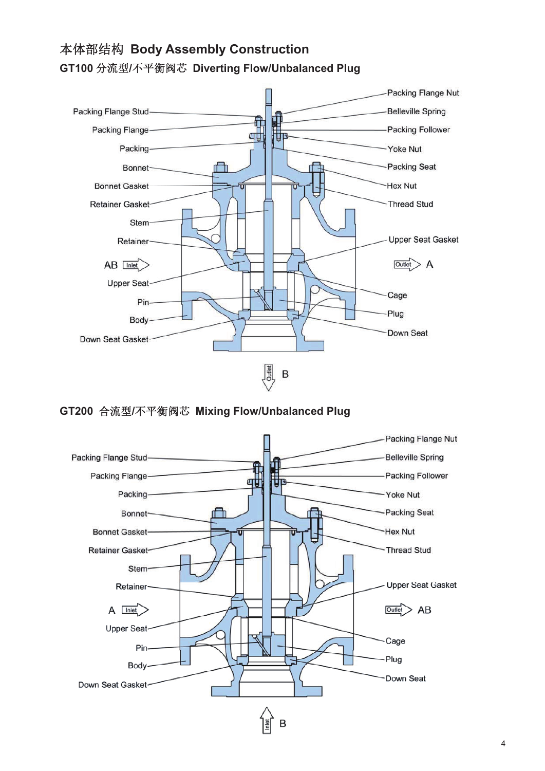# 本体部结构 Body Assembly Construction

## GT100 分流型/不平衡阀芯 Diverting Flow/Unbalanced Plug

Packing Flange Stud
Packing Flange
Packing
Bonnet
Bonnet Gasket
Retainer Gasket
Stem
Retainer
AB Inlet
Upper Seat
Pin
Body
Down Seat Gasket

Packing Flange Nut
Belleville Spring
Packing Follower
Yoke Nut
Packing Seat
Hex Nut
Thread Stud
Upper Seat Gasket
Outlet A
Cage
Plug
Down Seat

Outlet B

## GT200 合流型/不平衡阀芯 Mixing Flow/Unbalanced Plug

Packing Flange Stud
Packing Flange
Packing
Bonnet
Bonnet Gasket
Retainer Gasket
Stem
Retainer
A Inlet
Upper Seat
Pin
Body
Down Seat Gasket

Packing Flange Nut
Belleville Spring
Packing Follower
Yoke Nut
Packing Seat
Hex Nut
Thread Stud
Upper Seat Gasket
Outlet AB
Cage
Plug
Down Seat

Inlet B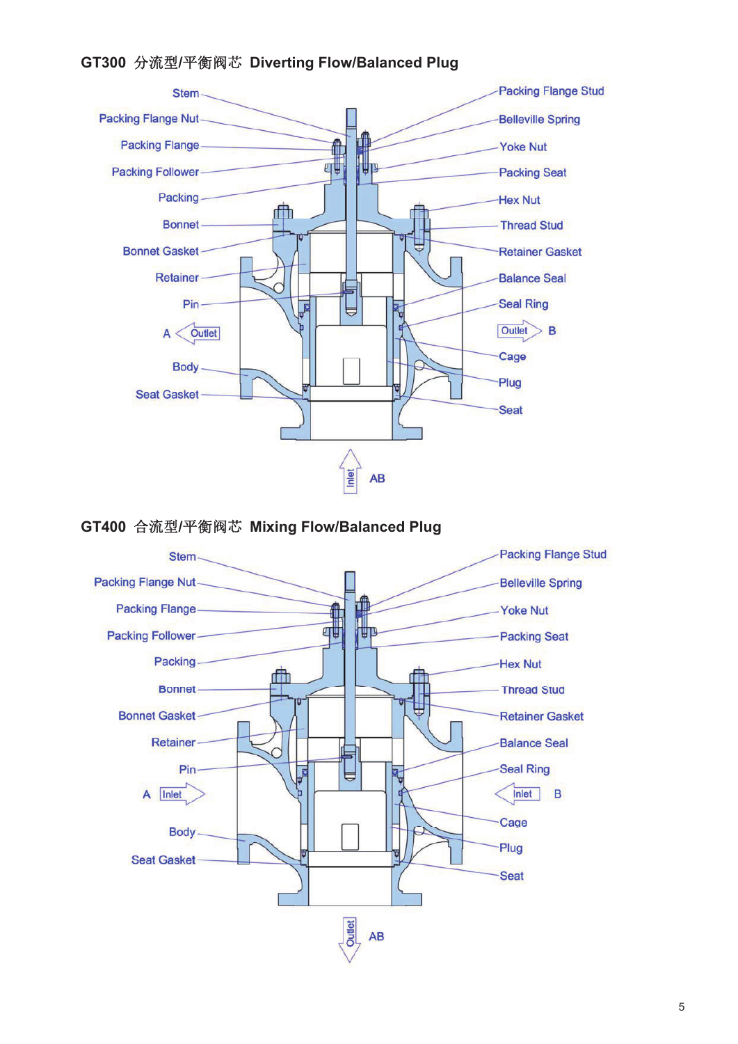## GT300 分流型/平衡阀芯 Diverting Flow/Balanced Plug

Stem
Packing Flange Nut
Packing Flange
Packing Follower
Packing
Bonnet
Bonnet Gasket
Retainer
Pin
A Outlet
Body
Seat Gasket

Packing Flange Stud
Belleville Spring
Yoke Nut
Packing Seat
Hex Nut
Thread Stud
Retainer Gasket
Balance Seal
Seal Ring
Outlet B
Cage
Plug
Seat

Inlet AB

## GT400 合流型/平衡阀芯 Mixing Flow/Balanced Plug

Stem
Packing Flange Nut
Packing Flange
Packing Follower
Packing
Bonnet
Bonnet Gasket
Retainer
Pin
A Inlet
Body
Seat Gasket

Packing Flange Stud
Belleville Spring
Yoke Nut
Packing Seat
Hex Nut
Thread Stud
Retainer Gasket
Balance Seal
Seal Ring
Inlet B
Cage
Plug
Seat

Outlet AB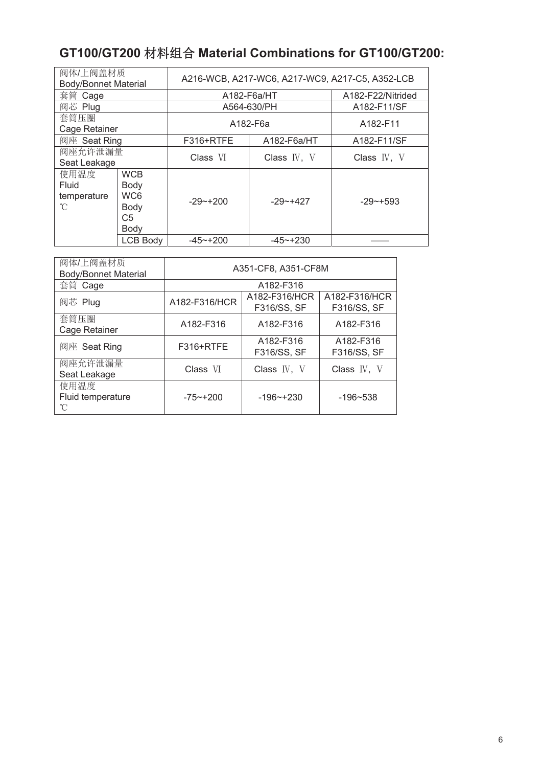## GT100/GT200 材料组合 Material Combinations for GT100/GT200:

| 阀体/上阀盖材质 Body/Bonnet Material | | A216-WCB, A217-WC6, A217-WC9, A217-C5, A352-LCB | | |
|---|---|---|---|---|
| 套筒 Cage | | A182-F6a/HT | | A182-F22/Nitrided |
| 阀芯 Plug | | A564-630/PH | | A182-F11/SF |
| 套筒压圈 Cage Retainer | | A182-F6a | | A182-F11 |
| 阀座 Seat Ring | | F316+RTFE | A182-F6a/HT | A182-F11/SF |
| 阀座允许泄漏量 Seat Leakage | | Class Ⅵ | Class Ⅳ, Ⅴ | Class Ⅳ, Ⅴ |
| 使用温度 Fluid temperature ℃ | WCB Body WC6 Body C5 Body | -29~+200 | -29~+427 | -29~+593 |
| | LCB Body | -45~+200 | -45~+230 | —— |

| 阀体/上阀盖材质 Body/Bonnet Material | A351-CF8, A351-CF8M | | |
|---|---|---|---|
| 套筒 Cage | A182-F316 | | |
| 阀芯 Plug | A182-F316/HCR | A182-F316/HCR F316/SS, SF | A182-F316/HCR F316/SS, SF |
| 套筒压圈 Cage Retainer | A182-F316 | A182-F316 | A182-F316 |
| 阀座 Seat Ring | F316+RTFE | A182-F316 F316/SS, SF | A182-F316 F316/SS, SF |
| 阀座允许泄漏量 Seat Leakage | Class Ⅵ | Class Ⅳ, Ⅴ | Class Ⅳ, Ⅴ |
| 使用温度 Fluid temperature ℃ | -75~+200 | -196~+230 | -196~538 |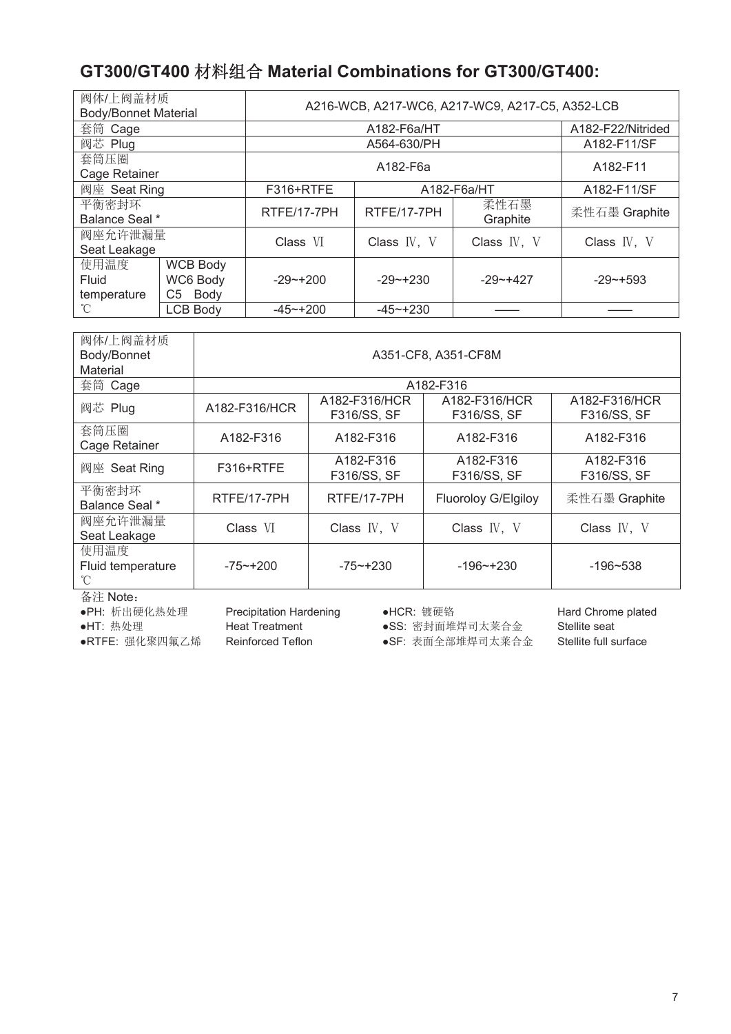## GT300/GT400 材料组合 Material Combinations for GT300/GT400:

| 阀体/上阀盖材质 Body/Bonnet Material | | A216-WCB, A217-WC6, A217-WC9, A217-C5, A352-LCB | | | |
|---|---|---|---|---|---|
| 套筒 Cage | | A182-F6a/HT | | | A182-F22/Nitrided |
| 阀芯 Plug | | A564-630/PH | | | A182-F11/SF |
| 套筒压圈 Cage Retainer | | A182-F6a | | | A182-F11 |
| 阀座 Seat Ring | | F316+RTFE | A182-F6a/HT | | A182-F11/SF |
| 平衡密封环 Balance Seal * | | RTFE/17-7PH | RTFE/17-7PH | 柔性石墨 Graphite | 柔性石墨 Graphite |
| 阀座允许泄漏量 Seat Leakage | | Class Ⅵ | Class Ⅳ, Ⅴ | Class Ⅳ, Ⅴ | Class Ⅳ, Ⅴ |
| 使用温度 Fluid temperature ℃ | WCB Body WC6 Body C5 Body | -29~+200 | -29~+230 | -29~+427 | -29~+593 |
| | LCB Body | -45~+200 | -45~+230 | —— | —— |

| 阀体/上阀盖材质 Body/Bonnet Material | A351-CF8, A351-CF8M | | | |
|---|---|---|---|---|
| 套筒 Cage | A182-F316 | | | |
| 阀芯 Plug | A182-F316/HCR | A182-F316/HCR F316/SS, SF | A182-F316/HCR F316/SS, SF | A182-F316/HCR F316/SS, SF |
| 套筒压圈 Cage Retainer | A182-F316 | A182-F316 | A182-F316 | A182-F316 |
| 阀座 Seat Ring | F316+RTFE | A182-F316 F316/SS, SF | A182-F316 F316/SS, SF | A182-F316 F316/SS, SF |
| 平衡密封环 Balance Seal * | RTFE/17-7PH | RTFE/17-7PH | Fluoroloy G/Elgiloy | 柔性石墨 Graphite |
| 阀座允许泄漏量 Seat Leakage | Class Ⅵ | Class Ⅳ, Ⅴ | Class Ⅳ, Ⅴ | Class Ⅳ, Ⅴ |
| 使用温度 Fluid temperature ℃ | -75~+200 | -75~+230 | -196~+230 | -196~538 |

备注 Note：

- PH: 析出硬化热处理 Precipitation Hardening
- HT: 热处理 Heat Treatment
- RTFE: 强化聚四氟乙烯 Reinforced Teflon
- HCR: 镀硬铬 Hard Chrome plated
- SS: 密封面堆焊司太莱合金 Stellite seat
- SF: 表面全部堆焊司太莱合金 Stellite full surface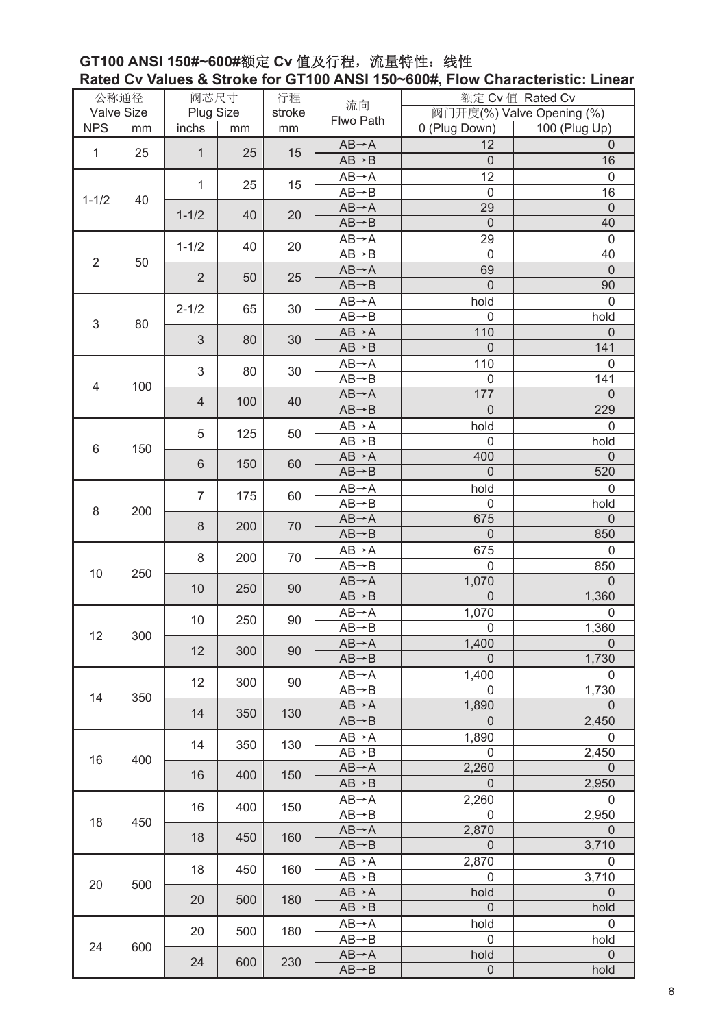## GT100 ANSI 150#~600#额定 Cv 值及行程，流量特性：线性

## Rated Cv Values & Stroke for GT100 ANSI 150~600#, Flow Characteristic: Linear

| 公称通径 Valve Size | | 阀芯尺寸 Plug Size | | 行程 stroke | 流向 Flwo Path | 额定 Cv 值 Rated Cv 阀门开度(%) Valve Opening (%) | |
|---|---|---|---|---|---|---|---|
| NPS | mm | inchs | mm | mm | | 0 (Plug Down) | 100 (Plug Up) |
| 1 | 25 | 1 | 25 | 15 | AB→A | 12 | 0 |
| | | | | | AB→B | 0 | 16 |
| 1-1/2 | 40 | 1 | 25 | 15 | AB→A | 12 | 0 |
| | | | | | AB→B | 0 | 16 |
| | | 1-1/2 | 40 | 20 | AB→A | 29 | 0 |
| | | | | | AB→B | 0 | 40 |
| 2 | 50 | 1-1/2 | 40 | 20 | AB→A | 29 | 0 |
| | | | | | AB→B | 0 | 40 |
| | | 2 | 50 | 25 | AB→A | 69 | 0 |
| | | | | | AB→B | 0 | 90 |
| 3 | 80 | 2-1/2 | 65 | 30 | AB→A | hold | 0 |
| | | | | | AB→B | 0 | hold |
| | | 3 | 80 | 30 | AB→A | 110 | 0 |
| | | | | | AB→B | 0 | 141 |
| 4 | 100 | 3 | 80 | 30 | AB→A | 110 | 0 |
| | | | | | AB→B | 0 | 141 |
| | | 4 | 100 | 40 | AB→A | 177 | 0 |
| | | | | | AB→B | 0 | 229 |
| 6 | 150 | 5 | 125 | 50 | AB→A | hold | 0 |
| | | | | | AB→B | 0 | hold |
| | | 6 | 150 | 60 | AB→A | 400 | 0 |
| | | | | | AB→B | 0 | 520 |
| 8 | 200 | 7 | 175 | 60 | AB→A | hold | 0 |
| | | | | | AB→B | 0 | hold |
| | | 8 | 200 | 70 | AB→A | 675 | 0 |
| | | | | | AB→B | 0 | 850 |
| 10 | 250 | 8 | 200 | 70 | AB→A | 675 | 0 |
| | | | | | AB→B | 0 | 850 |
| | | 10 | 250 | 90 | AB→A | 1,070 | 0 |
| | | | | | AB→B | 0 | 1,360 |
| 12 | 300 | 10 | 250 | 90 | AB→A | 1,070 | 0 |
| | | | | | AB→B | 0 | 1,360 |
| | | 12 | 300 | 90 | AB→A | 1,400 | 0 |
| | | | | | AB→B | 0 | 1,730 |
| 14 | 350 | 12 | 300 | 90 | AB→A | 1,400 | 0 |
| | | | | | AB→B | 0 | 1,730 |
| | | 14 | 350 | 130 | AB→A | 1,890 | 0 |
| | | | | | AB→B | 0 | 2,450 |
| 16 | 400 | 14 | 350 | 130 | AB→A | 1,890 | 0 |
| | | | | | AB→B | 0 | 2,450 |
| | | 16 | 400 | 150 | AB→A | 2,260 | 0 |
| | | | | | AB→B | 0 | 2,950 |
| 18 | 450 | 16 | 400 | 150 | AB→A | 2,260 | 0 |
| | | | | | AB→B | 0 | 2,950 |
| | | 18 | 450 | 160 | AB→A | 2,870 | 0 |
| | | | | | AB→B | 0 | 3,710 |
| 20 | 500 | 18 | 450 | 160 | AB→A | 2,870 | 0 |
| | | | | | AB→B | 0 | 3,710 |
| | | 20 | 500 | 180 | AB→A | hold | 0 |
| | | | | | AB→B | 0 | hold |
| 24 | 600 | 20 | 500 | 180 | AB→A | hold | 0 |
| | | | | | AB→B | 0 | hold |
| | | 24 | 600 | 230 | AB→A | hold | 0 |
| | | | | | AB→B | 0 | hold |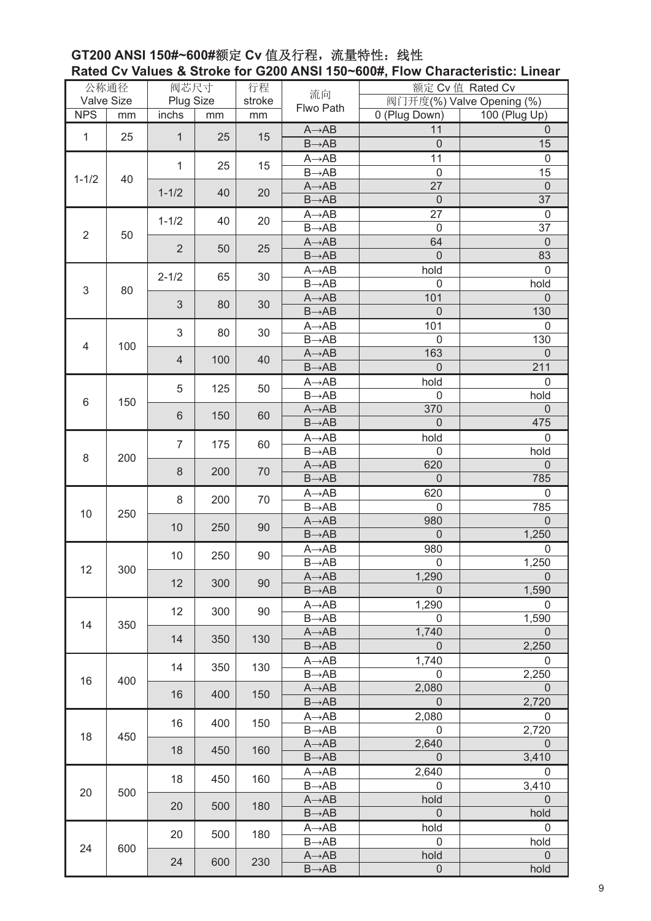**GT200 ANSI 150#~600#额定 Cv 值及行程，流量特性：线性**

**Rated Cv Values & Stroke for G200 ANSI 150~600#, Flow Characteristic: Linear**

| 公称通径 Valve Size | | 阀芯尺寸 Plug Size | | 行程 stroke | 流向 Flwo Path | 额定 Cv 值 Rated Cv | |
|---|---|---|---|---|---|---|---|
| | | | | | | 阀门开度(%) Valve Opening (%) | |
| NPS | mm | inchs | mm | mm | | 0 (Plug Down) | 100 (Plug Up) |
| 1 | 25 | 1 | 25 | 15 | A→AB | 11 | 0 |
| | | | | | B→AB | 0 | 15 |
| 1-1/2 | 40 | 1 | 25 | 15 | A→AB | 11 | 0 |
| | | | | | B→AB | 0 | 15 |
| | | 1-1/2 | 40 | 20 | A→AB | 27 | 0 |
| | | | | | B→AB | 0 | 37 |
| 2 | 50 | 1-1/2 | 40 | 20 | A→AB | 27 | 0 |
| | | | | | B→AB | 0 | 37 |
| | | 2 | 50 | 25 | A→AB | 64 | 0 |
| | | | | | B→AB | 0 | 83 |
| 3 | 80 | 2-1/2 | 65 | 30 | A→AB | hold | 0 |
| | | | | | B→AB | 0 | hold |
| | | 3 | 80 | 30 | A→AB | 101 | 0 |
| | | | | | B→AB | 0 | 130 |
| 4 | 100 | 3 | 80 | 30 | A→AB | 101 | 0 |
| | | | | | B→AB | 0 | 130 |
| | | 4 | 100 | 40 | A→AB | 163 | 0 |
| | | | | | B→AB | 0 | 211 |
| 6 | 150 | 5 | 125 | 50 | A→AB | hold | 0 |
| | | | | | B→AB | 0 | hold |
| | | 6 | 150 | 60 | A→AB | 370 | 0 |
| | | | | | B→AB | 0 | 475 |
| 8 | 200 | 7 | 175 | 60 | A→AB | hold | 0 |
| | | | | | B→AB | 0 | hold |
| | | 8 | 200 | 70 | A→AB | 620 | 0 |
| | | | | | B→AB | 0 | 785 |
| 10 | 250 | 8 | 200 | 70 | A→AB | 620 | 0 |
| | | | | | B→AB | 0 | 785 |
| | | 10 | 250 | 90 | A→AB | 980 | 0 |
| | | | | | B→AB | 0 | 1,250 |
| 12 | 300 | 10 | 250 | 90 | A→AB | 980 | 0 |
| | | | | | B→AB | 0 | 1,250 |
| | | 12 | 300 | 90 | A→AB | 1,290 | 0 |
| | | | | | B→AB | 0 | 1,590 |
| 14 | 350 | 12 | 300 | 90 | A→AB | 1,290 | 0 |
| | | | | | B→AB | 0 | 1,590 |
| | | 14 | 350 | 130 | A→AB | 1,740 | 0 |
| | | | | | B→AB | 0 | 2,250 |
| 16 | 400 | 14 | 350 | 130 | A→AB | 1,740 | 0 |
| | | | | | B→AB | 0 | 2,250 |
| | | 16 | 400 | 150 | A→AB | 2,080 | 0 |
| | | | | | B→AB | 0 | 2,720 |
| 18 | 450 | 16 | 400 | 150 | A→AB | 2,080 | 0 |
| | | | | | B→AB | 0 | 2,720 |
| | | 18 | 450 | 160 | A→AB | 2,640 | 0 |
| | | | | | B→AB | 0 | 3,410 |
| 20 | 500 | 18 | 450 | 160 | A→AB | 2,640 | 0 |
| | | | | | B→AB | 0 | 3,410 |
| | | 20 | 500 | 180 | A→AB | hold | 0 |
| | | | | | B→AB | 0 | hold |
| 24 | 600 | 20 | 500 | 180 | A→AB | hold | 0 |
| | | | | | B→AB | 0 | hold |
| | | 24 | 600 | 230 | A→AB | hold | 0 |
| | | | | | B→AB | 0 | hold |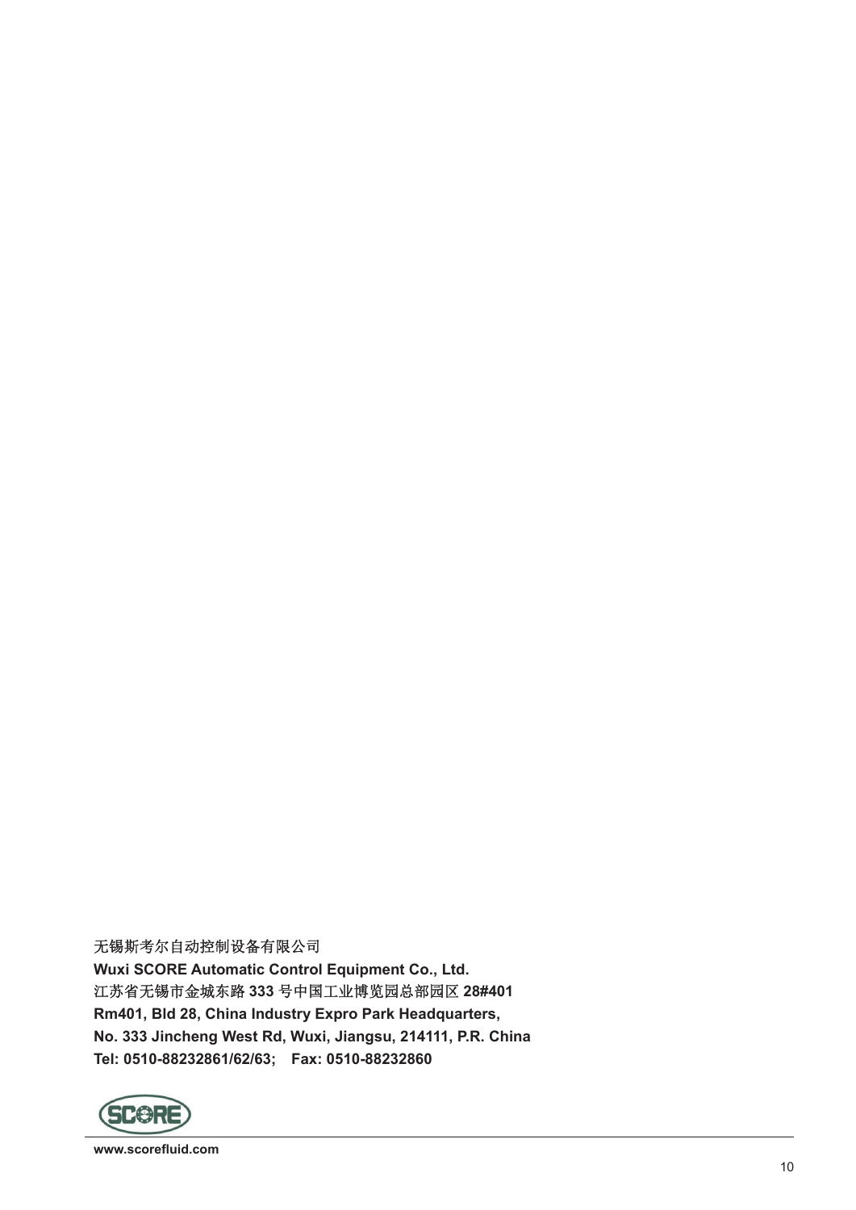无锡斯考尔自动控制设备有限公司

**Wuxi SCORE Automatic Control Equipment Co., Ltd.**

江苏省无锡市金城东路 **333** 号中国工业博览园总部园区 **28#401**

**Rm401, Bld 28, China Industry Expro Park Headquarters,**

**No. 333 Jincheng West Rd, Wuxi, Jiangsu, 214111, P.R. China**

**Tel: 0510-88232861/62/63; Fax: 0510-88232860**

SCORE

**www.scorefluid.com**